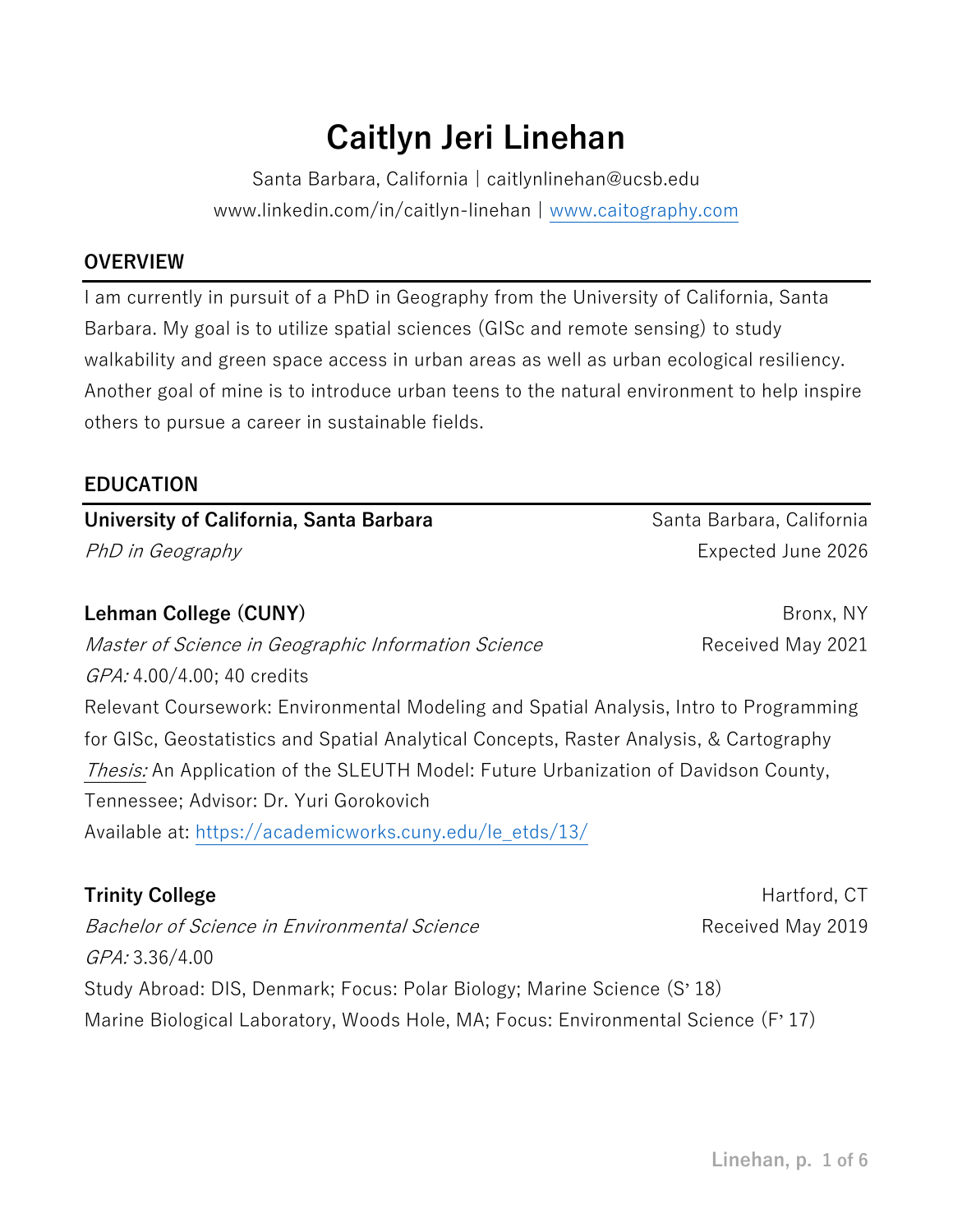# Caitlyn Jeri Linehan

Santa Barbara, California | caitlynlinehan@ucsb.edu
www.linkedin.com/in/caitlyn-linehan | [www.caitography.com](www.caitography.com)

## OVERVIEW

I am currently in pursuit of a PhD in Geography from the University of California, Santa Barbara. My goal is to utilize spatial sciences (GISc and remote sensing) to study walkability and green space access in urban areas as well as urban ecological resiliency. Another goal of mine is to introduce urban teens to the natural environment to help inspire others to pursue a career in sustainable fields.

## EDUCATION

**University of California, Santa Barbara** — Santa Barbara, California
*PhD in Geography* — Expected June 2026

**Lehman College (CUNY)** — Bronx, NY
*Master of Science in Geographic Information Science* — Received May 2021
*GPA:* 4.00/4.00; 40 credits
Relevant Coursework: Environmental Modeling and Spatial Analysis, Intro to Programming for GISc, Geostatistics and Spatial Analytical Concepts, Raster Analysis, & Cartography
*Thesis:* An Application of the SLEUTH Model: Future Urbanization of Davidson County, Tennessee; Advisor: Dr. Yuri Gorokovich
Available at: [https://academicworks.cuny.edu/le_etds/13/](https://academicworks.cuny.edu/le_etds/13/)

**Trinity College** — Hartford, CT
*Bachelor of Science in Environmental Science* — Received May 2019
*GPA:* 3.36/4.00
Study Abroad: DIS, Denmark; Focus: Polar Biology; Marine Science (S' 18)
Marine Biological Laboratory, Woods Hole, MA; Focus: Environmental Science (F' 17)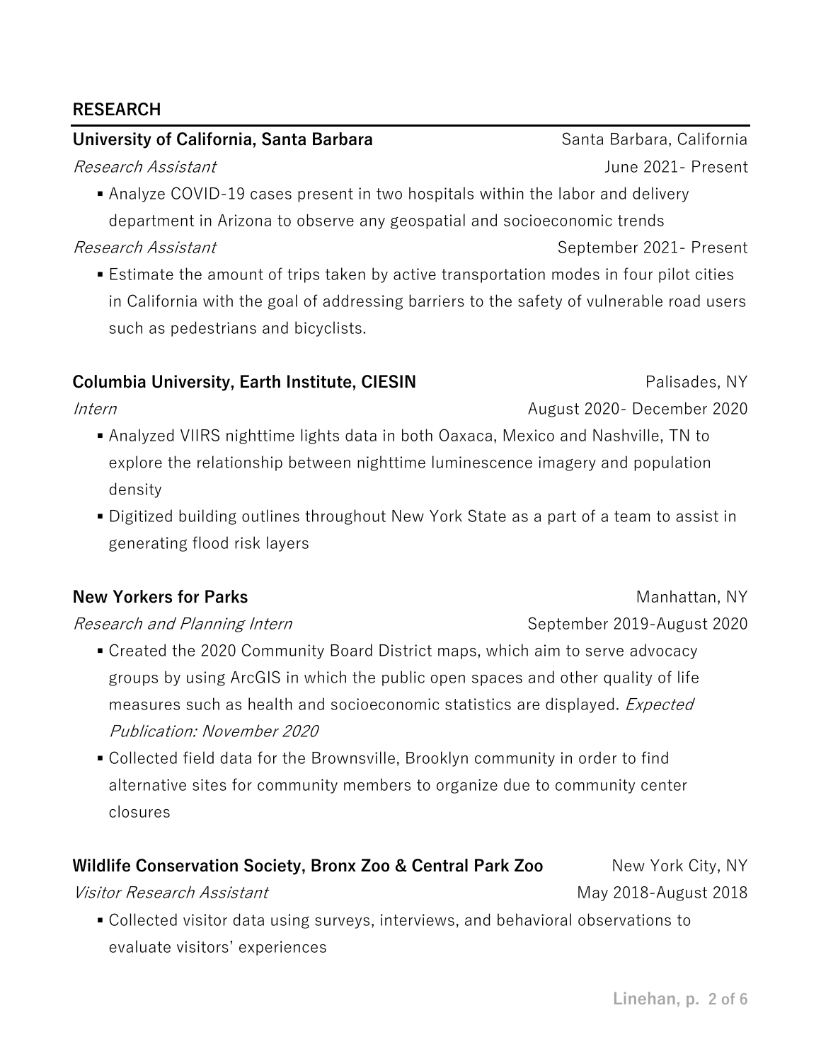## RESEARCH

**University of California, Santa Barbara** — Santa Barbara, California

*Research Assistant* — June 2021- Present

- Analyze COVID-19 cases present in two hospitals within the labor and delivery department in Arizona to observe any geospatial and socioeconomic trends

*Research Assistant* — September 2021- Present

- Estimate the amount of trips taken by active transportation modes in four pilot cities in California with the goal of addressing barriers to the safety of vulnerable road users such as pedestrians and bicyclists.

**Columbia University, Earth Institute, CIESIN** — Palisades, NY

*Intern* — August 2020- December 2020

- Analyzed VIIRS nighttime lights data in both Oaxaca, Mexico and Nashville, TN to explore the relationship between nighttime luminescence imagery and population density
- Digitized building outlines throughout New York State as a part of a team to assist in generating flood risk layers

**New Yorkers for Parks** — Manhattan, NY

*Research and Planning Intern* — September 2019-August 2020

- Created the 2020 Community Board District maps, which aim to serve advocacy groups by using ArcGIS in which the public open spaces and other quality of life measures such as health and socioeconomic statistics are displayed. *Expected Publication: November 2020*
- Collected field data for the Brownsville, Brooklyn community in order to find alternative sites for community members to organize due to community center closures

**Wildlife Conservation Society, Bronx Zoo & Central Park Zoo** — New York City, NY

*Visitor Research Assistant* — May 2018-August 2018

- Collected visitor data using surveys, interviews, and behavioral observations to evaluate visitors' experiences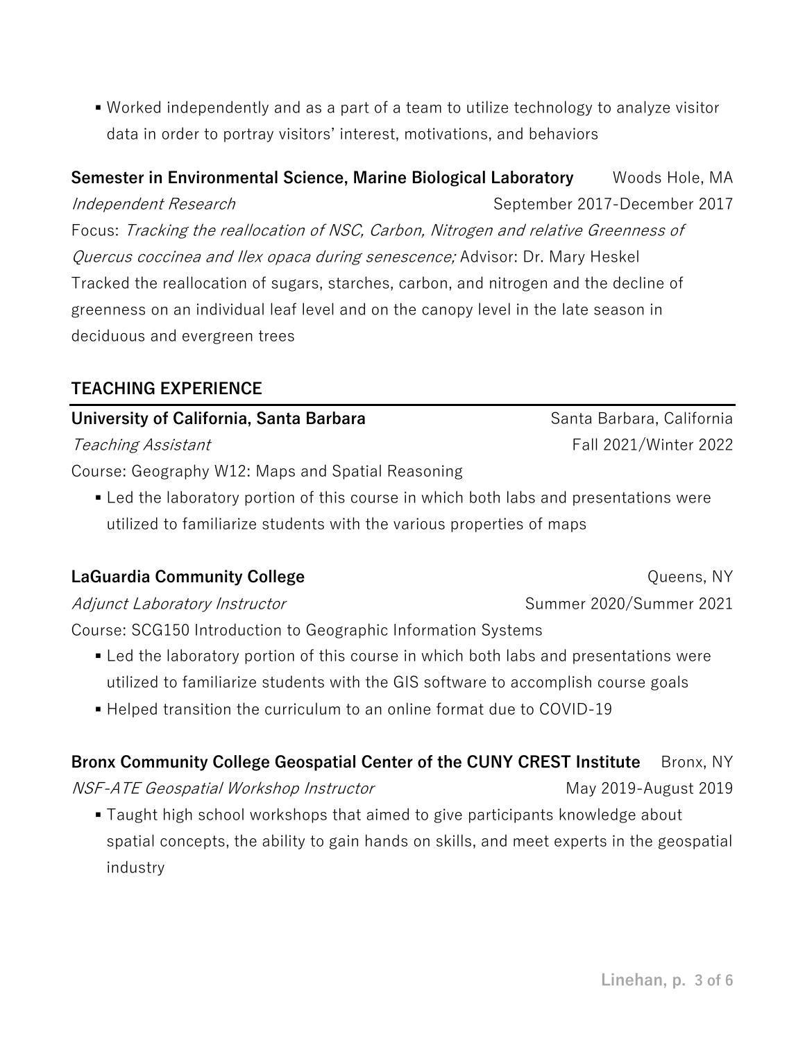- Worked independently and as a part of a team to utilize technology to analyze visitor data in order to portray visitors' interest, motivations, and behaviors

**Semester in Environmental Science, Marine Biological Laboratory** Woods Hole, MA
*Independent Research* September 2017-December 2017
Focus: *Tracking the reallocation of NSC, Carbon, Nitrogen and relative Greenness of Quercus coccinea and Ilex opaca during senescence;* Advisor: Dr. Mary Heskel
Tracked the reallocation of sugars, starches, carbon, and nitrogen and the decline of greenness on an individual leaf level and on the canopy level in the late season in deciduous and evergreen trees

## TEACHING EXPERIENCE

**University of California, Santa Barbara** Santa Barbara, California
*Teaching Assistant* Fall 2021/Winter 2022
Course: Geography W12: Maps and Spatial Reasoning

- Led the laboratory portion of this course in which both labs and presentations were utilized to familiarize students with the various properties of maps

**LaGuardia Community College** Queens, NY
*Adjunct Laboratory Instructor* Summer 2020/Summer 2021
Course: SCG150 Introduction to Geographic Information Systems

- Led the laboratory portion of this course in which both labs and presentations were utilized to familiarize students with the GIS software to accomplish course goals
- Helped transition the curriculum to an online format due to COVID-19

**Bronx Community College Geospatial Center of the CUNY CREST Institute** Bronx, NY
*NSF-ATE Geospatial Workshop Instructor* May 2019-August 2019

- Taught high school workshops that aimed to give participants knowledge about spatial concepts, the ability to gain hands on skills, and meet experts in the geospatial industry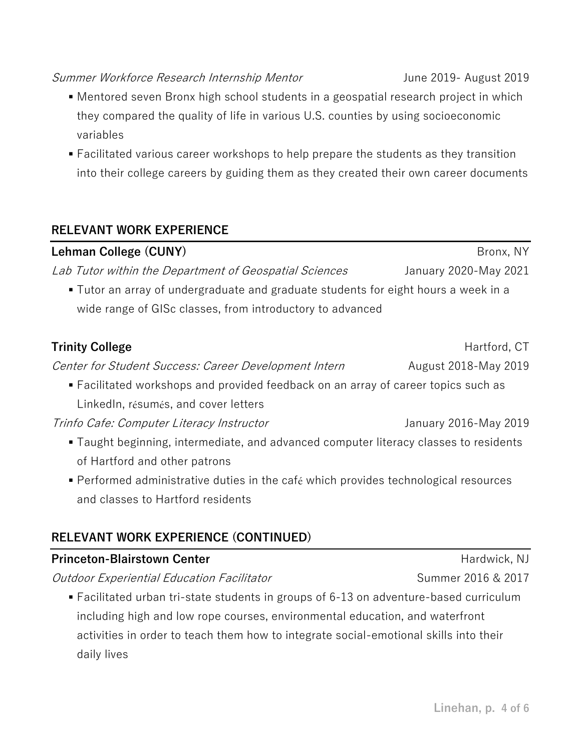*Summer Workforce Research Internship Mentor* June 2019- August 2019

- Mentored seven Bronx high school students in a geospatial research project in which they compared the quality of life in various U.S. counties by using socioeconomic variables
- Facilitated various career workshops to help prepare the students as they transition into their college careers by guiding them as they created their own career documents

## RELEVANT WORK EXPERIENCE

**Lehman College (CUNY)** Bronx, NY

*Lab Tutor within the Department of Geospatial Sciences* January 2020-May 2021

- Tutor an array of undergraduate and graduate students for eight hours a week in a wide range of GISc classes, from introductory to advanced

**Trinity College** Hartford, CT

*Center for Student Success: Career Development Intern* August 2018-May 2019

- Facilitated workshops and provided feedback on an array of career topics such as LinkedIn, résumés, and cover letters

*Trinfo Cafe: Computer Literacy Instructor* January 2016-May 2019

- Taught beginning, intermediate, and advanced computer literacy classes to residents of Hartford and other patrons
- Performed administrative duties in the café which provides technological resources and classes to Hartford residents

## RELEVANT WORK EXPERIENCE (CONTINUED)

**Princeton-Blairstown Center** Hardwick, NJ

*Outdoor Experiential Education Facilitator* Summer 2016 & 2017

- Facilitated urban tri-state students in groups of 6-13 on adventure-based curriculum including high and low rope courses, environmental education, and waterfront activities in order to teach them how to integrate social-emotional skills into their daily lives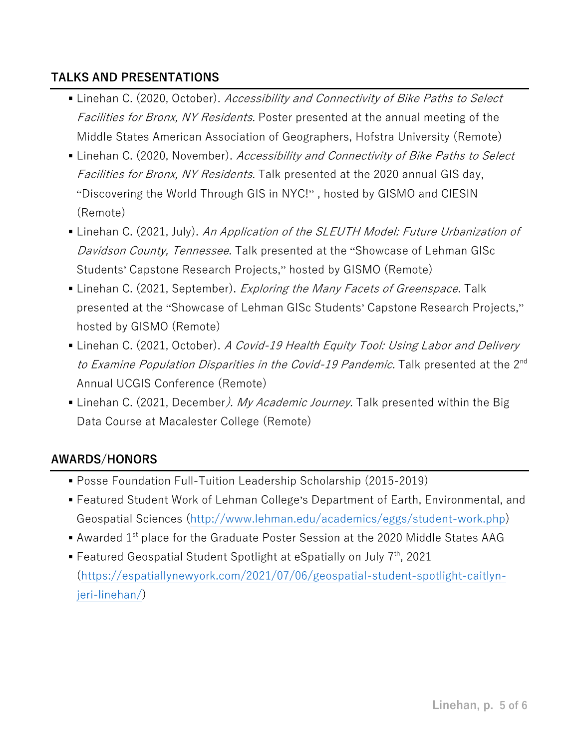## TALKS AND PRESENTATIONS

- Linehan C. (2020, October). *Accessibility and Connectivity of Bike Paths to Select Facilities for Bronx, NY Residents.* Poster presented at the annual meeting of the Middle States American Association of Geographers, Hofstra University (Remote)
- Linehan C. (2020, November). *Accessibility and Connectivity of Bike Paths to Select Facilities for Bronx, NY Residents.* Talk presented at the 2020 annual GIS day, "Discovering the World Through GIS in NYC!" , hosted by GISMO and CIESIN (Remote)
- Linehan C. (2021, July). *An Application of the SLEUTH Model: Future Urbanization of Davidson County, Tennessee*. Talk presented at the "Showcase of Lehman GISc Students' Capstone Research Projects," hosted by GISMO (Remote)
- Linehan C. (2021, September). *Exploring the Many Facets of Greenspace*. Talk presented at the "Showcase of Lehman GISc Students' Capstone Research Projects," hosted by GISMO (Remote)
- Linehan C. (2021, October). *A Covid-19 Health Equity Tool: Using Labor and Delivery to Examine Population Disparities in the Covid-19 Pandemic.* Talk presented at the 2nd Annual UCGIS Conference (Remote)
- Linehan C. (2021, December*). My Academic Journey.* Talk presented within the Big Data Course at Macalester College (Remote)

## AWARDS/HONORS

- Posse Foundation Full-Tuition Leadership Scholarship (2015-2019)
- Featured Student Work of Lehman College's Department of Earth, Environmental, and Geospatial Sciences (http://www.lehman.edu/academics/eggs/student-work.php)
- Awarded 1st place for the Graduate Poster Session at the 2020 Middle States AAG
- Featured Geospatial Student Spotlight at eSpatially on July 7th, 2021 (https://espatiallynewyork.com/2021/07/06/geospatial-student-spotlight-caitlyn-jeri-linehan/)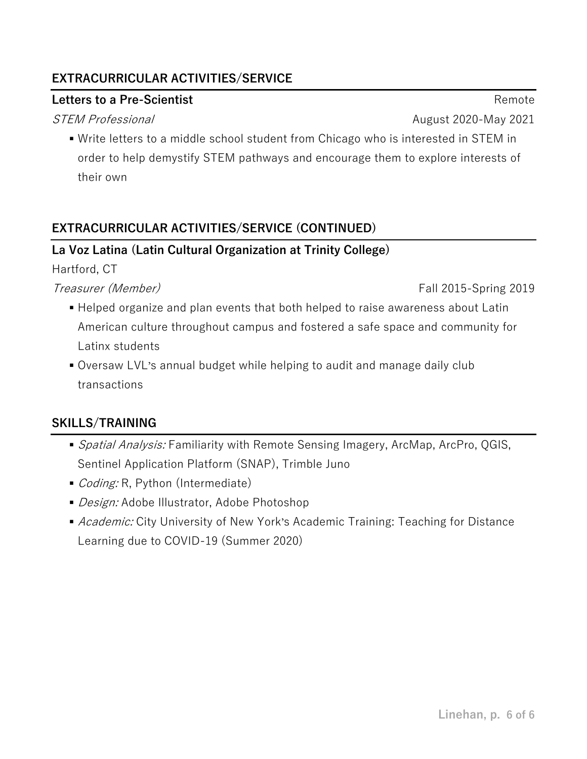## EXTRACURRICULAR ACTIVITIES/SERVICE

**Letters to a Pre-Scientist** Remote

*STEM Professional* August 2020-May 2021

- Write letters to a middle school student from Chicago who is interested in STEM in order to help demystify STEM pathways and encourage them to explore interests of their own

## EXTRACURRICULAR ACTIVITIES/SERVICE (CONTINUED)

**La Voz Latina (Latin Cultural Organization at Trinity College)**

Hartford, CT

*Treasurer (Member)* Fall 2015-Spring 2019

- Helped organize and plan events that both helped to raise awareness about Latin American culture throughout campus and fostered a safe space and community for Latinx students
- Oversaw LVL's annual budget while helping to audit and manage daily club transactions

## SKILLS/TRAINING

- *Spatial Analysis:* Familiarity with Remote Sensing Imagery, ArcMap, ArcPro, QGIS, Sentinel Application Platform (SNAP), Trimble Juno
- *Coding:* R, Python (Intermediate)
- *Design:* Adobe Illustrator, Adobe Photoshop
- *Academic:* City University of New York's Academic Training: Teaching for Distance Learning due to COVID-19 (Summer 2020)